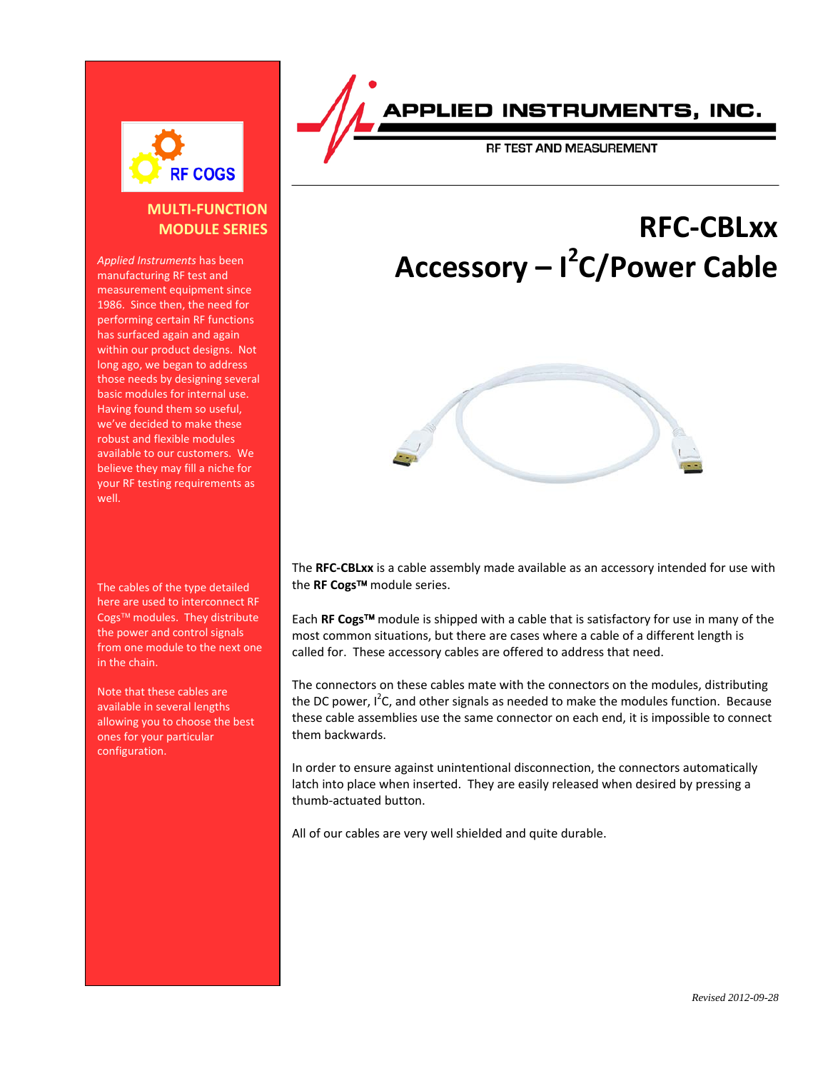RF COGS

**MULTI-FUNCTION MODULE SERIES**

*Applied Instruments* has been manufacturing RF test and measurement equipment since 1986. Since then, the need for performing certain RF functions has surfaced again and again within our product designs. Not long ago, we began to address those needs by designing several basic modules for internal use. Having found them so useful, we've decided to make these robust and flexible modules available to our customers. We believe they may fill a niche for your RF testing requirements as well.

The cables of the type detailed here are used to interconnect RF Cogs™ modules. They distribute the power and control signals from one module to the next one in the chain.

Note that these cables are available in several lengths allowing you to choose the best ones for your particular configuration.

APPLIED INSTRUMENTS, INC.

RF TEST AND MEASUREMENT

# RFC-CBLxx
# Accessory – I²C/Power Cable

The **RFC-CBLxx** is a cable assembly made available as an accessory intended for use with the **RF Cogs™** module series.

Each **RF Cogs™** module is shipped with a cable that is satisfactory for use in many of the most common situations, but there are cases where a cable of a different length is called for. These accessory cables are offered to address that need.

The connectors on these cables mate with the connectors on the modules, distributing the DC power, I²C, and other signals as needed to make the modules function. Because these cable assemblies use the same connector on each end, it is impossible to connect them backwards.

In order to ensure against unintentional disconnection, the connectors automatically latch into place when inserted. They are easily released when desired by pressing a thumb-actuated button.

All of our cables are very well shielded and quite durable.

*Revised 2012-09-28*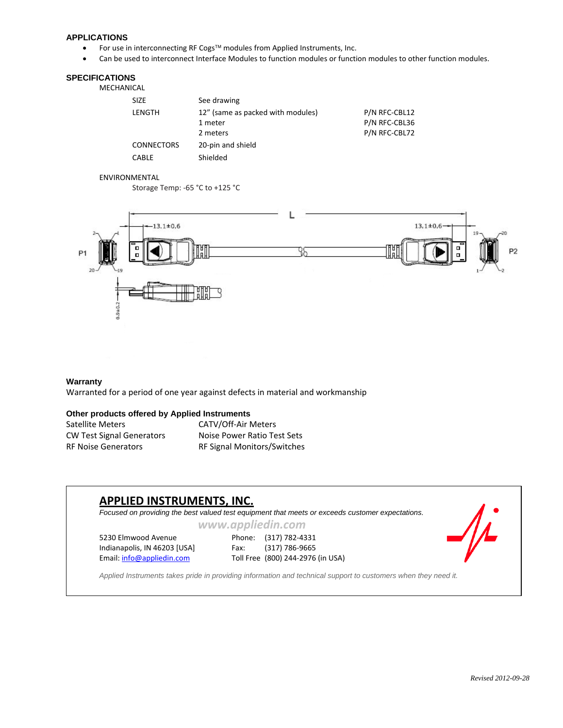## APPLICATIONS

- For use in interconnecting RF Cogs™ modules from Applied Instruments, Inc.
- Can be used to interconnect Interface Modules to function modules or function modules to other function modules.

## SPECIFICATIONS

MECHANICAL

| | | |
|---|---|---|
| SIZE | See drawing | |
| LENGTH | 12" (same as packed with modules) | P/N RFC-CBL12 |
| | 1 meter | P/N RFC-CBL36 |
| | 2 meters | P/N RFC-CBL72 |
| CONNECTORS | 20-pin and shield | |
| CABLE | Shielded | |

ENVIRONMENTAL

Storage Temp: -65 °C to +125 °C

L

13.1±0.6

13.1±0.6

P1

P2

0.9±0.2

### Warranty

Warranted for a period of one year against defects in material and workmanship

### Other products offered by Applied Instruments

| | |
|---|---|
| Satellite Meters | CATV/Off-Air Meters |
| CW Test Signal Generators | Noise Power Ratio Test Sets |
| RF Noise Generators | RF Signal Monitors/Switches |

## APPLIED INSTRUMENTS, INC.

*Focused on providing the best valued test equipment that meets or exceeds customer expectations.*

www.appliedin.com

5230 Elmwood Avenue
Indianapolis, IN 46203 [USA]
Email: info@appliedin.com

Phone: (317) 782-4331
Fax: (317) 786-9665
Toll Free (800) 244-2976 (in USA)

*Applied Instruments takes pride in providing information and technical support to customers when they need it.*

*Revised 2012-09-28*